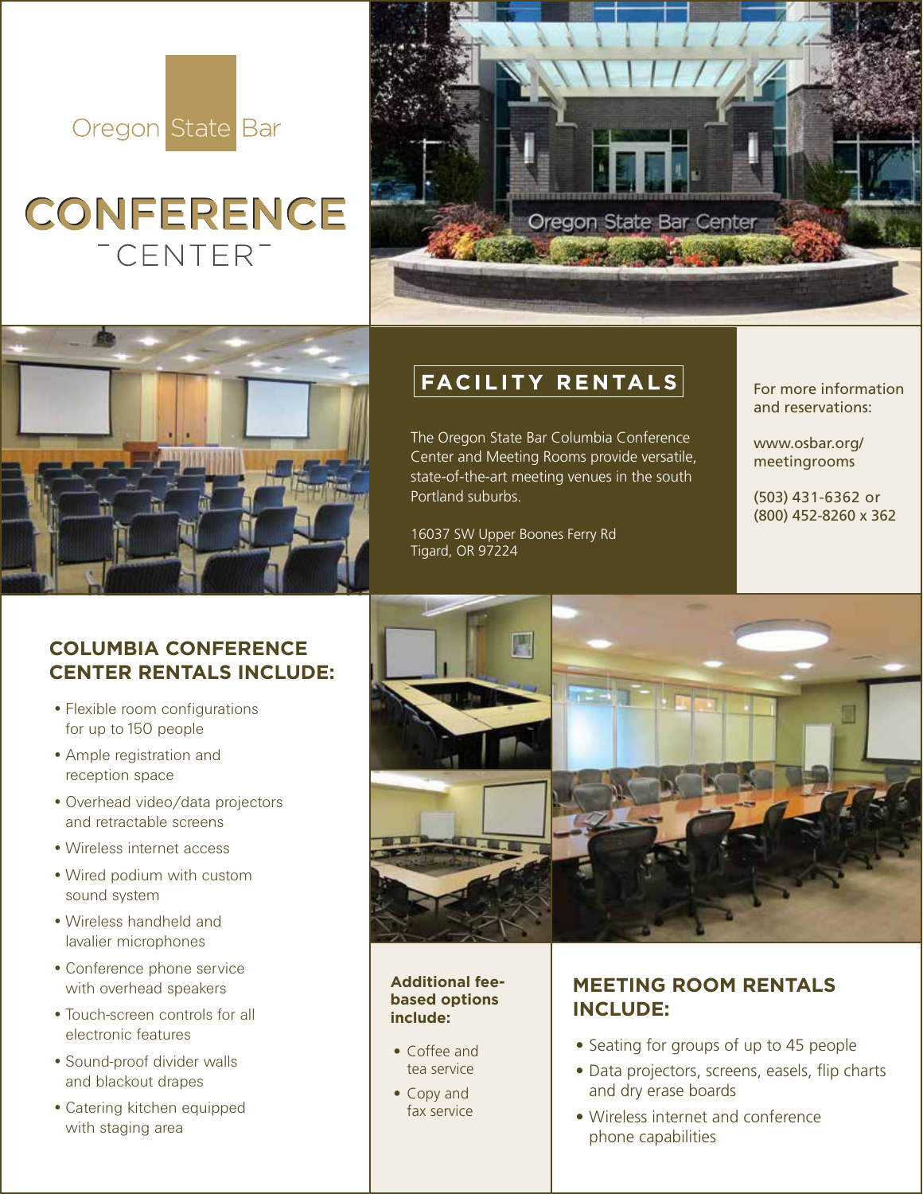Oregon State Bar

# CONFERENCE CENTER

## FACILITY RENTALS

The Oregon State Bar Columbia Conference Center and Meeting Rooms provide versatile, state-of-the-art meeting venues in the south Portland suburbs.

16037 SW Upper Boones Ferry Rd
Tigard, OR 97224

For more information and reservations:

www.osbar.org/meetingrooms

(503) 431-6362 or
(800) 452-8260 x 362

## COLUMBIA CONFERENCE CENTER RENTALS INCLUDE:

- Flexible room configurations for up to 150 people
- Ample registration and reception space
- Overhead video/data projectors and retractable screens
- Wireless internet access
- Wired podium with custom sound system
- Wireless handheld and lavalier microphones
- Conference phone service with overhead speakers
- Touch-screen controls for all electronic features
- Sound-proof divider walls and blackout drapes
- Catering kitchen equipped with staging area

**Additional fee-based options include:**

- Coffee and tea service
- Copy and fax service

## MEETING ROOM RENTALS INCLUDE:

- Seating for groups of up to 45 people
- Data projectors, screens, easels, flip charts and dry erase boards
- Wireless internet and conference phone capabilities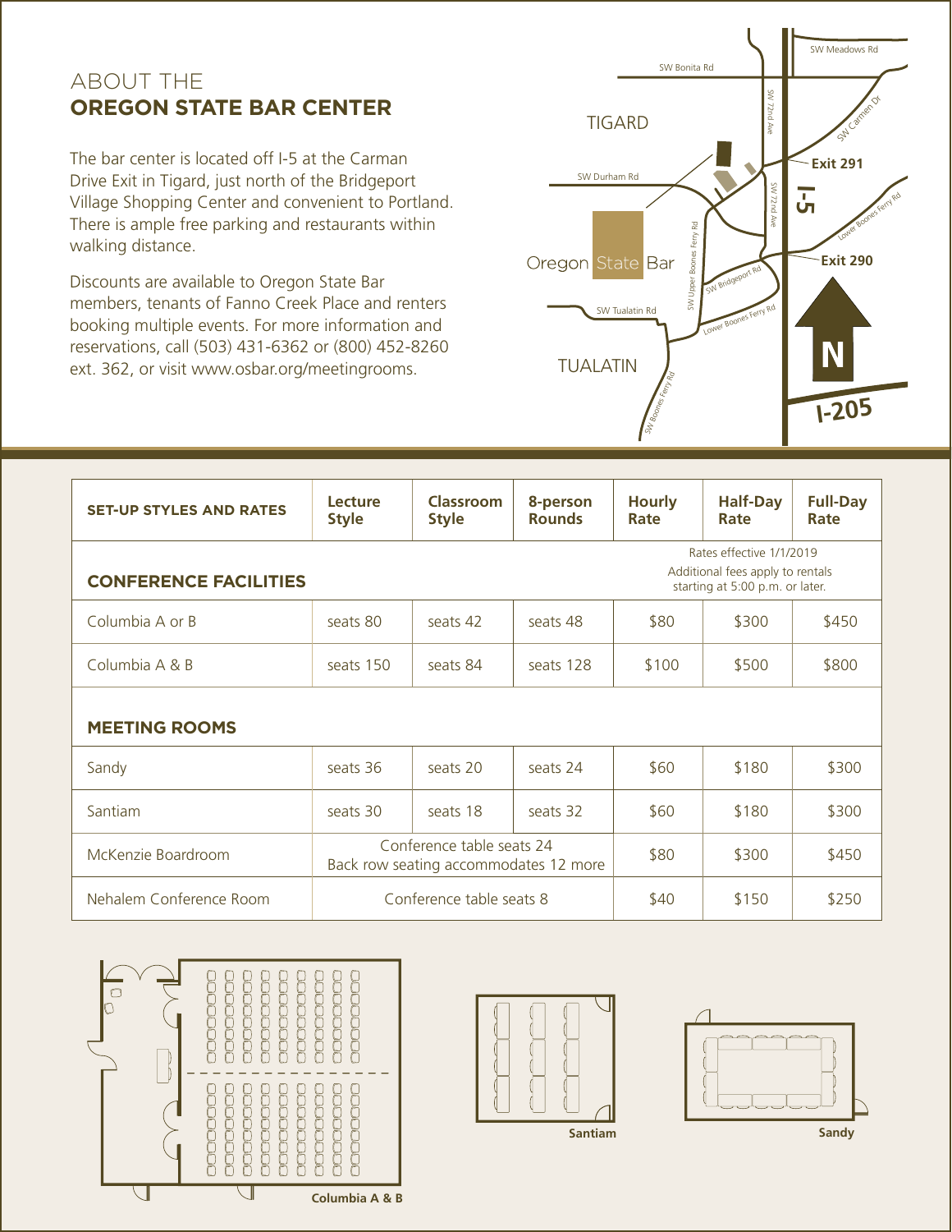# ABOUT THE
# OREGON STATE BAR CENTER

The bar center is located off I-5 at the Carman Drive Exit in Tigard, just north of the Bridgeport Village Shopping Center and convenient to Portland. There is ample free parking and restaurants within walking distance.

Discounts are available to Oregon State Bar members, tenants of Fanno Creek Place and renters booking multiple events. For more information and reservations, call (503) 431-6362 or (800) 452-8260 ext. 362, or visit www.osbar.org/meetingrooms.

SW Meadows Rd
SW Bonita Rd
TIGARD
SW 72nd Ave
SW Carmen Dr
Exit 291
SW Durham Rd
I-5
Lower Boones Ferry Rd
SW Upper Boones Ferry Rd
Oregon State Bar
Exit 290
SW Bridgeport Rd
SW Tualatin Rd
Lower Boones Ferry Rd
TUALATIN
SW Boones Ferry Rd
N
I-205

| SET-UP STYLES AND RATES | Lecture Style | Classroom Style | 8-person Rounds | Hourly Rate | Half-Day Rate | Full-Day Rate |
|---|---|---|---|---|---|---|
| **CONFERENCE FACILITIES** | | | | Rates effective 1/1/2019 Additional fees apply to rentals starting at 5:00 p.m. or later. | | |
| Columbia A or B | seats 80 | seats 42 | seats 48 | $80 | $300 | $450 |
| Columbia A & B | seats 150 | seats 84 | seats 128 | $100 | $500 | $800 |
| **MEETING ROOMS** | | | | | | |
| Sandy | seats 36 | seats 20 | seats 24 | $60 | $180 | $300 |
| Santiam | seats 30 | seats 18 | seats 32 | $60 | $180 | $300 |
| McKenzie Boardroom | Conference table seats 24 Back row seating accommodates 12 more | | | $80 | $300 | $450 |
| Nehalem Conference Room | Conference table seats 8 | | | $40 | $150 | $250 |

Columbia A & B

Santiam

Sandy